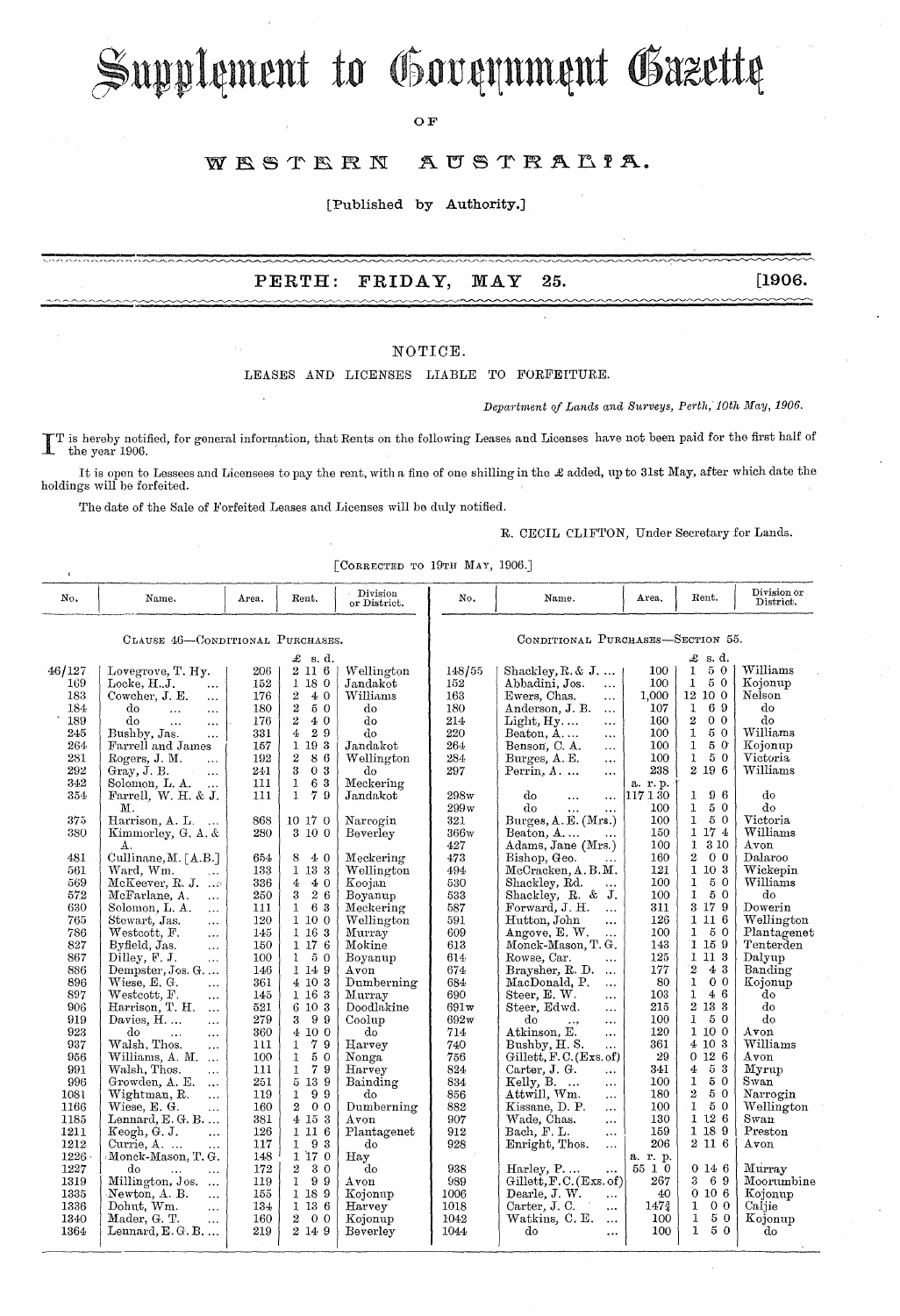# Supplement to Government Gazette

OF

# WESTERN AUSTRALIA.

[Published by Authority.]

## PERTH: FRIDAY, MAY 25. [1906.

## NOTICE.

### LEASES AND LICENSES LIABLE TO FORFEITURE.

*Department of Lands and Surveys, Perth, 10th May, 1906.*

IT is hereby notified, for general information, that Rents on the following Leases and Licenses have not been paid for the first half of the year 1906.

It is open to Lessees and Licensees to pay the rent, with a fine of one shilling in the £ added, up to 31st May, after which date the holdings will be forfeited.

The date of the Sale of Forfeited Leases and Licenses will be duly notified.

R. CECIL CLIFTON, Under Secretary for Lands.

[CORRECTED TO 19TH MAY, 1906.]

| No. | Name. | Area. | Rent. | Division or District. |
|---|---|---|---|---|
| | CLAUSE 46—CONDITIONAL PURCHASES. | | | |
| | | | £ s. d. | |
| 46/127 | Lovegrove, T. Hy. | 206 | 2 11 6 | Wellington |
| 169 | Locke, H. J. ... | 152 | 1 18 0 | Jandakot |
| 183 | Cowcher, J. E. ... | 176 | 2 4 0 | Williams |
| 184 | do ... ... | 180 | 2 5 0 | do |
| 189 | do ... ... | 176 | 2 4 0 | do |
| 245 | Bushby, Jas. ... | 331 | 4 2 9 | do |
| 264 | Farrell and James | 157 | 1 19 3 | Jandakot |
| 281 | Rogers, J. M. ... | 192 | 2 8 6 | Wellington |
| 292 | Gray, J. B. ... | 241 | 3 0 3 | do |
| 342 | Solomon, L. A. ... | 111 | 1 6 3 | Meckering |
| 354 | Farrell, W. H. & J. M. | 111 | 1 7 9 | Jandakot |
| 375 | Harrison, A. L. ... | 868 | 10 17 0 | Narrogin |
| 380 | Kimmorley, G. A. & A. | 280 | 3 10 0 | Beverley |
| 481 | Cullinane, M. [A.B.] | 654 | 8 4 0 | Meckering |
| 561 | Ward, Wm. ... | 133 | 1 13 3 | Wellington |
| 569 | McKeever, R. J. ... | 336 | 4 4 0 | Koojan |
| 572 | McFarlane, A. ... | 250 | 3 2 6 | Boyanup |
| 630 | Solomon, L. A. ... | 111 | 1 6 3 | Meckering |
| 765 | Stewart, Jas. ... | 120 | 1 10 0 | Wellington |
| 786 | Westcott, F. ... | 145 | 1 16 3 | Murray |
| 827 | Byfield, Jas. ... | 150 | 1 17 6 | Mokine |
| 867 | Dilley, F. J. ... | 100 | 1 5 0 | Boyanup |
| 886 | Dempster, Jos. G. ... | 146 | 1 14 9 | Avon |
| 896 | Wiese, E. G. ... | 361 | 4 10 3 | Dumberning |
| 897 | Westcott, F. ... | 145 | 1 16 3 | Murray |
| 906 | Harrison, T. H. ... | 521 | 6 10 3 | Doodlakine |
| 919 | Davies, H. ... ... | 279 | 3 9 9 | Coolup |
| 923 | do ... ... | 360 | 4 10 0 | do |
| 937 | Walsh, Thos. ... | 111 | 1 7 9 | Harvey |
| 956 | Williams, A. M. ... | 100 | 1 5 0 | Nonga |
| 991 | Walsh, Thos. ... | 111 | 1 7 9 | Harvey |
| 996 | Growden, A. E. ... | 251 | 5 13 9 | Bainding |
| 1081 | Wightman, R. ... | 119 | 1 9 9 | do |
| 1166 | Wiese, E. G. ... | 160 | 2 0 0 | Dumberning |
| 1185 | Lennard, E. G. B. ... | 381 | 4 15 3 | Avon |
| 1211 | Keogh, G. J. ... | 126 | 1 11 6 | Plantagenet |
| 1212 | Currie, A. ... ... | 117 | 1 9 3 | do |
| 1226 | Monck-Mason, T. G. | 148 | 1 17 0 | Hay |
| 1227 | do ... ... | 172 | 2 3 0 | do |
| 1319 | Millington, Jos. ... | 119 | 1 9 9 | Avon |
| 1335 | Newton, A. B. ... | 155 | 1 18 9 | Kojonup |
| 1336 | Dohut, Wm. ... | 134 | 1 13 6 | Harvey |
| 1340 | Mader, G. T. ... | 160 | 2 0 0 | Kojonup |
| 1364 | Lennard, E. G. B. ... | 219 | 2 14 9 | Beverley |

| No. | Name. | Area. | Rent. | Division or District. |
|---|---|---|---|---|
| | CONDITIONAL PURCHASES—SECTION 55. | | | |
| | | | £ s. d. | |
| 148/55 | Shackley, R. & J. ... | 100 | 1 5 0 | Williams |
| 152 | Abbadini, Jos. ... | 100 | 1 5 0 | Kojonup |
| 163 | Ewers, Chas. ... | 1,000 | 12 10 0 | Nelson |
| 180 | Anderson, J. B. ... | 107 | 1 6 9 | do |
| 214 | Light, Hy. ... | 160 | 2 0 0 | do |
| 220 | Beaton, A. ... | 100 | 1 5 0 | Williams |
| 264 | Benson, C. A. ... | 100 | 1 5 0 | Kojonup |
| 284 | Burges, A. E. ... | 100 | 1 5 0 | Victoria |
| 297 | Perrin, A. ... ... | 238 | 2 19 6 | Williams |
| | | a. r. p. | | |
| 298w | do ... ... | 117 1 30 | 1 9 6 | do |
| 299w | do ... ... | 100 | 1 5 0 | do |
| 321 | Burges, A. E. (Mrs.) | 100 | 1 5 0 | Victoria |
| 366w | Beaton, A. ... | 150 | 1 17 4 | Williams |
| 427 | Adams, Jane (Mrs.) | 100 | 1 3 10 | Avon |
| 473 | Bishop, Geo. ... | 160 | 2 0 0 | Dalaroo |
| 494 | McCracken, A. B. M. | 121 | 1 10 3 | Wickepin |
| 530 | Shackley, Rd. ... | 100 | 1 5 0 | Williams |
| 533 | Shackley, R. & J. | 100 | 1 5 0 | do |
| 587 | Forward, J. H. ... | 311 | 3 17 9 | Dowerin |
| 591 | Hutton, John ... | 126 | 1 11 6 | Wellington |
| 609 | Angove, E. W. ... | 100 | 1 5 0 | Plantagenet |
| 613 | Monck-Mason, T. G. | 143 | 1 15 9 | Tenterden |
| 614 | Rowse, Car. ... | 125 | 1 11 3 | Dalyup |
| 674 | Braysher, R. D. ... | 177 | 2 4 3 | Banding |
| 684 | MacDonald, P. ... | 80 | 1 0 0 | Kojonup |
| 690 | Steer, E. W. ... | 103 | 1 4 6 | do |
| 691w | Steer, Edwd. ... | 215 | 2 13 3 | do |
| 692w | do ... ... | 100 | 1 5 0 | do |
| 714 | Atkinson, E. ... | 120 | 1 10 0 | Avon |
| 740 | Bushby, H. S. ... | 361 | 4 10 3 | Williams |
| 756 | Gillett, F. C. (Exs. of) | 29 | 0 12 6 | Avon |
| 824 | Carter, J. G. ... | 341 | 4 5 3 | Myrup |
| 834 | Kelly, B. ... ... | 100 | 1 5 0 | Swan |
| 856 | Attwill, Wm. ... | 180 | 2 5 0 | Narrogin |
| 882 | Kissane, D. P. ... | 100 | 1 5 0 | Wellington |
| 907 | Wade, Chas. ... | 130 | 1 12 6 | Swan |
| 912 | Bach, F. L. ... | 159 | 1 18 9 | Preston |
| 928 | Enright, Thos. ... | 206 | 2 11 6 | Avon |
| | | a. r. p. | | |
| 938 | Harley, P. ... ... | 55 1 0 | 0 14 6 | Murray |
| 989 | Gillett, F. C. (Exs. of) | 267 | 3 6 9 | Moorumbine |
| 1006 | Dearle, J. W. ... | 40 | 0 10 6 | Kojonup |
| 1018 | Carter, J. C. ... | 147¾ | 1 0 0 | Caljie |
| 1042 | Watkins, C. E. ... | 100 | 1 5 0 | Kojonup |
| 1044 | do ... ... | 100 | 1 5 0 | do |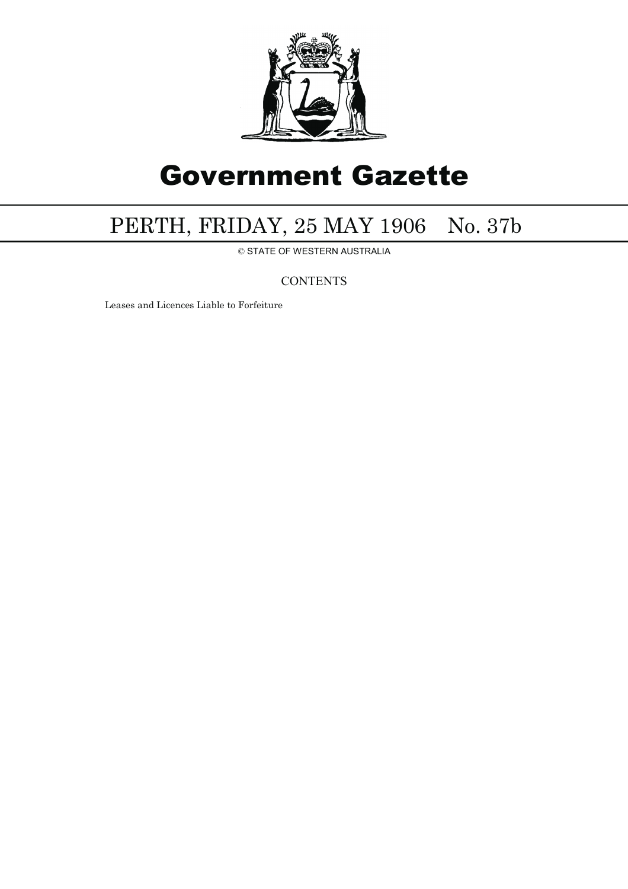# Government Gazette

## PERTH, FRIDAY, 25 MAY 1906 No. 37b

© STATE OF WESTERN AUSTRALIA

CONTENTS

Leases and Licences Liable to Forfeiture